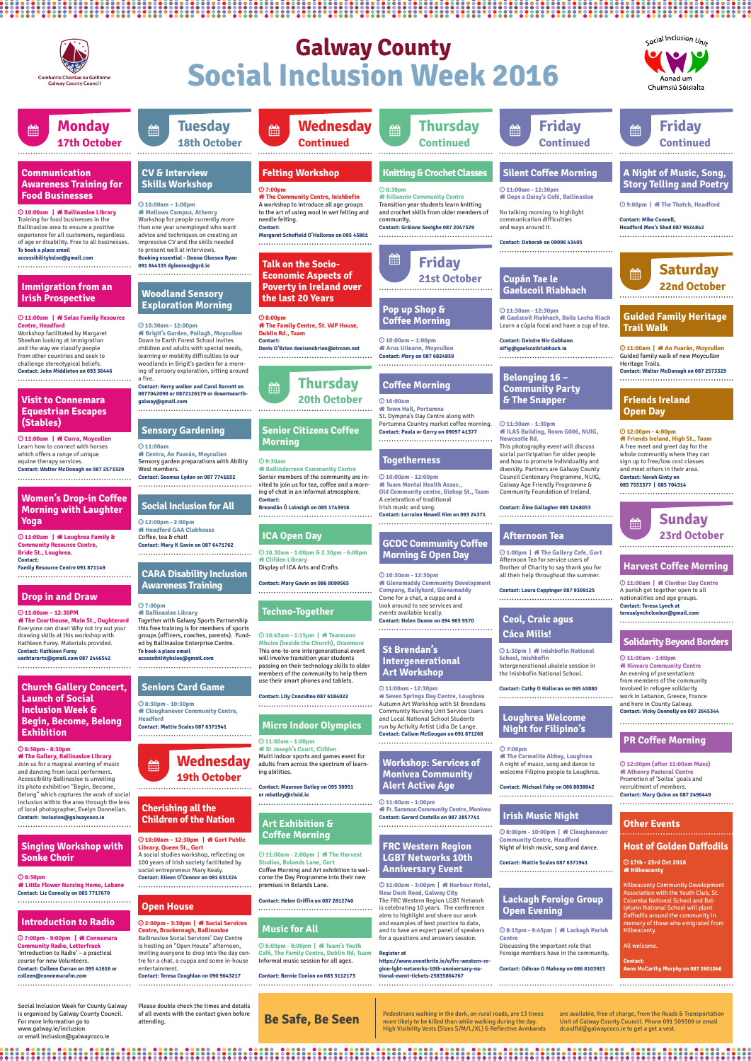Comhairle Chontae na Gaillimhe
Galway County Council

# Galway County Social Inclusion Week 2016

Social Inclusion Unit
Aonad um Chuimsiú Sóisialta

## Monday 17th October

### Communication Awareness Training for Food Businesses

10:00am | Ballinasloe Library
Training for food businesses in the Ballinasloe area to ensure a positive experience for all customers, regardless of age or disability. Free to all businesses.
**To book a place email accessibilitybsloe@gmail.com**

### Immigration from an Irish Perspective

11:00am | Solas Family Resource Centre, Headford
Workshop facilitated by Margaret Sheehan looking at immigration and the way we classify people from other countries and seek to challenge stereotypical beliefs.
**Contact: John Middleton on 093 36446**

### Visit to Connemara Equestrian Escapes (Stables)

11:00am | Curra, Moycullen
Learn how to connect with horses which offers a range of unique equine therapy services.
**Contact: Walter McDonagh on 087 2573329**

### Women's Drop-in Coffee Morning with Laughter Yoga

11:00am | Loughrea Family & Community Resource Centre, Bride St., Loughrea.
**Contact: Family Resource Centre 091 871149**

### Drop in and Draw

11:00am – 12:30PM
The Courthouse, Main St., Oughterard
Everyone can draw! Why not try out your drawing skills at this workshop with Kathleen Furey. Materials provided.
**Contact: Kathleen Furey uachtarats@gmail.com 087 2446542**

### Church Gallery Concert, Launch of Social Inclusion Week & Begin, Become, Belong Exhibition

6:30pm – 8:30pm
The Gallery, Ballinasloe Library
Join us for a magical evening of music and dancing from local performers. Accessibility Ballinasloe is unveiling its photo exhibition "Begin, Become, Belong" which captures the work of social inclusion within the area through the lens of local photographer, Evelyn Donnellan.
**Contact: inclusion@galwaycoco.ie**

### Singing Workshop with Sonke Choir

6:30pm
Little Flower Nursing Home, Labane
**Contact: Liz Connolly on 085 7717670**

### Introduction to Radio

7:00pm – 9:00pm | Connemara Community Radio, Letterfrack
'Introduction to Radio' – a practical course for new Volunteers.
**Contact: Colleen Curran on 095 41616 or colleen@connemarafm.com**

## Tuesday 18th October

### CV & Interview Skills Workshop

10:00am – 12:00pm
Mellows Campus, Athenry
Workshop for people currently more than one year unemployed who want advice and techniques on creating an impressive CV and the skills needed to present well at interviews.
**Booking essential - Donna Gleeson Ryan 091 844335 dgleeson@grd.ie**

### Woodland Sensory Exploration Morning

10:30am – 12:30pm
Brigit's Garden, Pollagh, Moycullen
Down to Earth Forest School invites children and adults with special needs, learning or mobility difficulties to our woodlands in Brigit's garden for a morning of sensory exploration, sitting around a fire.
**Contact: Kerry walker and Carol Barrett on 0877042098 or 0872126179 or downtoearth-galway@gmail.com**

### Sensory Gardening

11:00am
Centra, An Fuarán, Moycullen
Sensory garden preparations with Ability West members.
**Contact: Seamus Lydon on 087 7741652**

### Social Inclusion for All

12:00pm - 2:00pm
Headford GAA Clubhouse
Coffee, tea & chat!
**Contact: Mary K Gavin on 087 6471762**

### CARA Disability Inclusion Awareness Training

7:00pm
Ballinasloe Library
Together with Galway Sports Partnership this free training is for members of sports groups (officers, coaches, parents). Funded by Ballinasloe Enterprise Centre.
**To book a place email accessibilitybsloe@gmail.com**

### Seniors Card Game

8:30pm – 10:30pm
Cloughanover Community Centre, Headford
**Contact: Mattie Scales 087 6371941**

## Wednesday 19th October

### Cherishing all the Children of the Nation

10:00am – 12:30pm | Gort Public Library, Queen St., Gort
A social studies workshop, reflecting on 100 years of Irish society facilitated by social entrepreneur Mary Kealy.
**Contact: Eileen O'Connor on 091 631224**

### Open House

2:00pm - 3:30pm | Social Services Centre, Brackernagh, Ballinasloe
Ballinasloe Social Services' Day Centre is hosting an "Open House" afternoon, inviting everyone to drop into the day centre for a chat, a cuppa and some in-house entertainment.
**Contact: Teresa Coughlan on 090 9643217**

## Wednesday Continued

### Felting Workshop

7:00pm
The Community Centre, Inishbofin
A workshop to introduce all age groups to the art of using wool in wet felting and needle felting.
**Contact: Margaret Schofield O'Halloran on 095 45861**

### Talk on the Socio-Economic Aspects of Poverty in Ireland over the last 20 Years

8:00pm
The Family Centre, St. VdP House, Dublin Rd., Tuam
**Contact: Denis O'Brien denismobrien@eircom.net**

## Thursday 20th October

### Senior Citizens Coffee Morning

9:30am
Ballinderreen Community Centre
Senior members of the community are invited to join us for tea, coffee and a morning of chat in an informal atmosphere.
**Contact: Breandán Ó Loinsigh on 085 1743916**

### ICA Open Day

10.30am - 1:00pm & 2.30pm - 6:00pm
Clifden Library
Display of ICA Arts and Crafts
**Contact: Mary Gavin on 086 8099565**

### Techno-Together

10:45am - 1:15pm | Tearmann Mhuire (beside the Church), Oranmore
This one-to-one intergenerational event will involve transition year students passing on their technology skills to older members of the community to help them use their smart phones and tablets.
**Contact: Lily Considine 087 6184022**

### Micro Indoor Olympics

11:00am – 1:00pm
St Joseph's Court, Clifden
Multi indoor sports and games event for adults from across the spectrum of learning abilities.
**Contact: Maureen Batley on 095 30951 or mbatley@cluid.ie**

### Art Exhibition & Coffee Morning

11:00am - 2:00pm | The Harvest Studios, Bolands Lane, Gort
Coffee Morning and Art exhibition to welcome the Day Programme into their new premises in Bolands Lane.
**Contact: Helen Griffin on 087 2812740**

### Music for All

6:00pm - 8:00pm | Tuam's Youth Café, The Family Centre, Dublin Rd, Tuam
Informal music session for all ages.
**Contact: Bernie Conlon on 083 3112173**

## Thursday Continued

### Knitting & Crochet Classes

8:30pm
Killannin Community Centre
Transition year students learn knitting and crochet skills from older members of community.
**Contact: Gráinne Seoighe 087 2047329**

## Friday 21st October

### Pop up Shop & Coffee Morning

10:00am – 1:00pm
Arus Uileann, Moycullen
**Contact: Mary on 087 6824859**

### Coffee Morning

10:00am
Town Hall, Portumna
St. Dympna's Day Centre along with Portumna Country market coffee morning.
**Contact: Paula or Gerry on 09097 41377**

### Togetherness

10:00am - 12:00pm
Tuam Mental Health Assoc., Old Community centre, Bishop St., Tuam
A celebration of traditional Irish music and song.
**Contact: Lorraine Newell Kim on 093 24371**

### GCDC Community Coffee Morning & Open Day

10:30am - 12:30pm
Glenamaddy Community Development Company, Ballyhard, Glenamaddy
Come for a chat, a cuppa and a look around to see services and events available locally.
**Contact: Helen Dunne on 094 965 9570**

### St Brendan's Intergenerational Art Workshop

11:00am - 12:30pm
Seven Springs Day Centre, Loughrea
Autumn Art Workshop with St Brendans Community Nursing Unit Service Users and Local National School Students run by Activity Artist Lidia De Lange.
**Contact: Callum McGougan on 091 871268**

### Workshop: Services of Monivea Community Alert Active Age

11:00am - 1:00pm
Fr. Sammon Community Centre, Monivea
**Contact: Gerard Costello on 087 2857741**

### FRC Western Region LGBT Networks 10th Anniversary Event

11:00am - 3:00pm | Harbour Hotel, New Dock Road, Galway City
The FRC Western Region LGBT Network is celebrating 10 years. The conference aims to highlight and share our work and examples of best practice to date, and to have an expert panel of speakers for a questions and answers session.
**Register at https://www.eventbrite.ie/e/frc-western-region-lgbt-networks-10th-anniversary-national-event-tickets-25835864767**

## Friday Continued

### Silent Coffee Morning

11:00am - 12:30pm
Oops a Daisy's Café, Ballinasloe
No talking morning to highlight communication difficulties and ways around it.
**Contact: Deborah on 09096 43405**

### Cupán Tae le Gaelscoil Riabhach

11:30am - 12:30pm
Gaelscoil Riabhach, Baile Locha Riach
Learn a cúpla focal and have a cup of tea.
**Contact: Deirdre Nic Gabhann oifig@gaelscoilriabhach.ie**

### Belonging 16 – Community Party & The Snapper

11:30am - 1:30pm
ILAS Building, Room G006, NUIG, Newcastle Rd.
This photography event will discuss social participation for older people and how to promote individuality and diversity. Partners are Galway County Council Centenary Programme, NUIG, Galway Age Friendly Programme & Community Foundation of Ireland.
**Contact: Áine Gallagher 085 1248053**

### Afternoon Tea

1:00pm | The Gallery Cafe, Gort
Afternoon Tea for service users of Brother of Charity to say thank you for all their help throughout the summer.
**Contact: Laura Coppinger 087 9309125**

### Ceol, Craic agus Cáca Milis!

1:30pm | Inishbofin National School, Inishbofin
Intergenerational ukulele session in the Inishbofin National School.
**Contact: Cathy O Halloran on 095 45880**

### Loughrea Welcome Night for Filipino's

7:00pm
The Carmelite Abbey, Loughrea
A night of music, song and dance to welcome Filipino people to Loughrea.
**Contact: Michael Fahy on 086 8038042**

### Irish Music Night

8:00pm - 10:00pm | Cloughanover Community Centre, Headford
Night of Irish music, song and dance.
**Contact: Mattie Scales 087 6371941**

### Lackagh Foroige Group Open Evening

8:15pm - 9:45pm | Lackagh Parish Centre
Discussing the important role that Foroige members have in the community.
**Contact: Odhran O Mahony on 086 8103923**

## Friday Continued

### A Night of Music, Song, Story Telling and Poetry

9:00pm | The Thatch, Headford
**Contact: Mike Connell, Headford Men's Shed 087 9624842**

## Saturday 22nd October

### Guided Family Heritage Trail Walk

11:00am | An Fuarán, Moycullen
Guided family walk of new Moycullen Heritage Trails.
**Contact: Walter McDonagh on 087 2573329**

### Friends Ireland Open Day

12:00pm - 4:00pm
Friends Ireland, High St., Tuam
A free meet and greet day for the whole community where they can sign up to free/low cost classes and meet others in their area.
**Contact: Norah Guity on 085 7553377 | 085 704314**

## Sunday 23rd October

### Harvest Coffee Morning

11:00am | Clonbur Day Centre
A parish get together open to all nationalities and age groups.
**Contact: Teresa Lynch at teresalynchclonbur@gmail.com**

### Solidarity Beyond Borders

11:00am - 1:00pm
Kinvara Community Centre
An evening of presentations from members of the community involved in refugee solidarity work in Lebanon, Greece, France and here in County Galway.
**Contact: Vicky Donnelly on 087 2645344**

### PR Coffee Morning

12:00pm (after 11:00am Mass)
Athenry Pastoral Centre
Promotion of 'Soilse' goals and recruitment of members.
**Contact: Mary Quinn on 087 2496449**

## Other Events

### Host of Golden Daffodils

17th - 23rd Oct 2016
Kilbeacanty
Kilbeacanty Community Development Association with the Youth Club, St. Columba National School and Ballyturin National School will plant Daffodils around the community in memory of those who emigrated from Kilbeacanty.

All welcome.

**Contact: Anne McCarthy Murphy on 087 2601046**

---

Social Inclusion Week for County Galway is organised by Galway County Council. For more information go to www.galway.ie/inclusion or email inclusion@galwaycoco.ie

Please double check the times and details of all events with the contact given before attending.

**Be Safe, Be Seen**

Pedestrians walking in the dark, on rural roads, are 13 times more likely to be killed than while walking during the day. High Visibility Vests (Sizes S/M/L/XL) & Reflective Armbands are available, free of charge, from the Roads & Transportation Unit of Galway County Council. Phone 091 509309 or email dcaulfld@galwaycoco.ie to get a get a vest.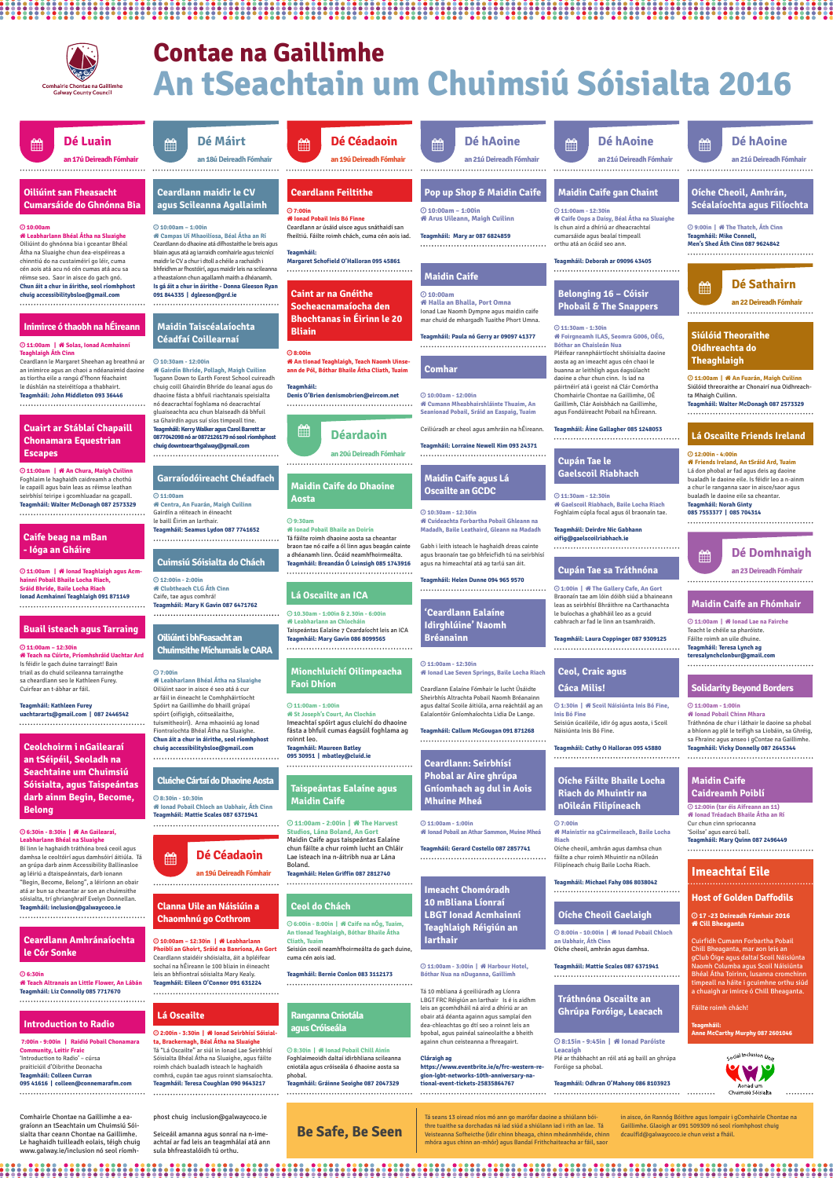Comhairle Chontae na Gaillimhe
Galway County Council

# Contae na Gaillimhe
# An tSeachtain um Chuimsiú Sóisialta 2016

## Dé Luain
an 17ú Deireadh Fómhair

### Oiliúint san Fheasacht Cumarsáide do Ghnónna Bia

10:00am
Leabharlann Bhéal Átha na Sluaighe
Oiliúint do ghnónna bia i gceantar Bhéal Átha na Sluaighe chun dea-eispéireas a chinntiú do na custaiméirí go léir, cuma cén aois atá acu nó cén cumas atá acu sa réimse seo. Saor in aisce do gach gnó.
**Chun áit a chur in áirithe, seol ríomhphost chuig accessibilitybsloe@gmail.com**

### Inimirce ó thaobh na hÉireann

11:00am | Solas, Ionad Acmhainní Teaghlaigh Áth Cinn
Ceardlann le Margaret Sheehan ag breathnú ar an inimirce agus an chaoi a ndéanaimid daoine as tíortha eile a rangú d'fhonn féachaint le dúshlán na steiréitípea a thabhairt.
**Teagmháil: John Middleton 093 36446**

### Cuairt ar Stáblaí Chapaill Chonamara Equestrian Escapes

11:00am | An Chura, Maigh Cuilinn
Foghlaim le haghaidh caidreamh a chothú le capaill agus bain leas as réimse leathan seirbhísí teiripe i gcomhluadar na gcapall.
**Teagmháil: Walter McDonagh 087 2573329**

### Caife beag na mBan - Ióga an Ghàire

11:00am | Ionad Teaghlaigh agus Acmhainní Pobail Bhaile Locha Riach, Sráid Bhríde, Baile Locha Riach
**Ionad Acmhainní Teaghlaigh 091 871149**

### Buail isteach agus Tarraing

11:00am – 12:30pm
Teach na Cúirte, Príomhshráid Uachtar Ard
Is féidir le gach duine tarraingt! Bain triail as do chuid scileanna tarraingthe sa cheardlann seo le Kathleen Furey. Cuirfear an t-ábhar ar fáil.
**Teagmháil: Kathleen Furey uachtararts@gmail.com | 087 2446542**

### Ceolchoirm i nGailearaí an tSéipéil, Seoladh na Seachtaine um Chuimsiú Sóisialta, agus Taispeántas darb ainm Begin, Become, Belong

6:30in - 8:30in | An Gailearaí, Leabharlann Bhéal Átha na Sluaighe
Bí linn le haghaidh tráthnóna breá ceoil agus damhsa le ceoltóirí agus damhsóirí áitiúla. Tá an grúpa darb ainm Accessibility Ballinasloe ag léiriú a dtaispeántais, darb ionann "Begin, Become, Belong", a léiríonn an obair atá ar bun sa cheantar ar son an chuimsithe sochaí na hÉireann le 100 bliain in éineacht leis an bhfiontraí sóisialta Mary Kealy.
**Teagmháil: inclusion@galwaycoco.ie**

### Ceardlann Amhránaíochta le Cór Sonke

6:30in
Teach Altranais an Little Flower, An Lábán
**Teagmháil: Liz Connolly 087 7717670**

### Introduction to Radio

7:00in - 9:00in | Raidió Pobail Chonamara Community, Leitir Fraic
'Introduction to Radio' – cúrsa praiticiúil d'Oibrithe Deonacha
**Teagmháil: Colleen Curran 095 41616 | colleen@connemarafm.com**

## Dé Máirt
an 18ú Deireadh Fómhair

### Ceardlann maidir le CV agus Scileanna Agallaimh

10:00am – 1:00in
Campas Uí Mhaoilíosa, Béal Átha an Rí
Ceardlann do dhaoine atá dífhostaithe le breis agus bliain agus atá ag iarraidh comhairle agus teicnící maidir le CV a chur i dtoll a chéile a rachaidh i bhfeidhm ar fhostóirí, agus maidir leis na scileanna a theastaíonn chun agallamh maith a dhéanamh.
**Is gá áit a chur in áirithe - Donna Gleeson Ryan 091 844335 | dgleeson@grd.ie**

### Maidin Taiscéalaíochta Céadfaí Coillearnaí

10:30am – 12:00in
Gairdín Bhríde, Pollagh, Maigh Cuilinn
Tugann Down to Earth Forest School cuireadh chuig coill Ghairdín Bhríde do leanaí agus do dhaoine fásta a bhfuil riachtanais speisialta nó deacrachtaí foghlama nó deacrachtaí gluaiseachta acu chun blaiseadh dá bhfuil sa Ghairdín agus sul síos timpeall tine.
**Teagmháil: Kerry Walker agus Carol Barrett ar 0877042098 nó ar 0872126179 nó seol ríomhphost chuig downtoearthgalway@gmail.com**

### Garraíodóireacht Chéadfach

11:00am
Centra, An Fuarán, Maigh Cuilinn
Gairdín a réiteach in éineacht le baill Éirim an Iarthair.
**Teagmháil: Seamus Lydon 087 7741652**

### Cuimsiú Sóisialta do Chách

12:00in - 2:00in
Clubtheach CLG Áth Cinn
Caife, tae agus comhrá!
**Teagmháil: Mary K Gavin 087 6471762**

### Oiliúint i bhFeasacht an Chuimsithe Míchumais le CARA

7:00in
Leabharlann Bhéal Átha na Sluaighe
Oiliúint saor in aisce é seo atá á cur ar fáil in éineacht le Comhpháirtíocht Spóirt na Gaillimhe do ghrúpaí spóirt (oifigigh, cóitseálaithe, traenálaithe). Arna mhaoiniú ag Ionad Fiontraíochta Bhéal Átha na Sluaighe.
**Chun áit a chur in áirithe, seol ríomhphost chuig accessibilitybsloe@gmail.com**

### Cluiche Cártaí do Dhaoine Aosta

8:30in - 10:30in
Ionad Pobail Chloch an Uabhair, Áth Cinn
**Teagmháil: Mattie Scales 087 6371941**

## Dé Céadaoin
an 19ú Deireadh Fómhair

### Clanna Uile an Náisiúin a Chaomhnú go Cothrom

10:00am – 12:30in | Leabharlann Phoiblí an Ghoirt, Sráid na Banríona, An Gort
Ceardlann staidéir stairiúla, áit a bpléifear sochaí na hÉireann le 100 bliain in éineacht leis an bhfiontraí sóisialta Mary Kealy.
**Teagmháil: Eileen O'Connor 091 631224**

### Lá Oscailte

2:00in - 3:30in | Ionad Seirbhísí Sóisialta, Brackernagh, Béal Átha na Sluaighe
Tá "Lá Oscailte" ar siúl in Ionad Lae Seirbhísí Sóisialta Bhéal Átha na Sluaighe, agus fáilte roimh chách bualadh isteach le haghaidh comhrá, cupán tae agus roinnt siamsaíochta.
**Teagmháil: Teresa Coughlan 090 9643217**

### Ceardlann Feilthe

7:00in
Ionad Pobail Inis Bó Finne
Ceardlann ar úsáid uisce agus snáthaidí san fheiltiú. Fáilte roimh chách, cuma cén aois atá.
**Teagmháil: Margaret Schofield O'Halloran 095 45861**

### Caint ar na Gnéithe Socheacnamaíocha den Bhochtanas in Éirinn le 20 Bliain

8:00in
An tIonad Teaghlaigh, Teach Naomh Uinseann de Pól, Bóthar Bhaile Átha Cliath, Tuaim
**Teagmháil: Denis O'Brien denismobrien@eircom.net**

## Déardaoin
an 20ú Deireadh Fómhair

### Maidin Caife do Dhaoine Aosta

9:30am
Ionad Pobail Bhaile an Doirín
Tá fáilte roimh dhaoine aosta sa cheantar braon tae nó caife a ól linn agus beagán cainte a dhéanamh linn. Ócáid neamhfhoirmeálta.
**Teagmháil: Breandán Ó Loinsigh 085 1743916**

### Lá Oscailte an ICA

10.30am - 1:00in & 2:30in - 6:00in
Leabharlann an Chlocháin
Taispeántas Ealaíne 7 Ceardaíocht leis an ICA
**Teagmháil: Mary Gavin 086 8099565**

### Mionchluichí Oilimpeacha Faoi Dhíon

11:00am - 1:00in
St Joseph's Court, An Clochán
Imeachtaí spóirt agus cluichí do dhaoine fásta a bhfuil cumas éagsúil foghlama ag roinnt leo.
**Teagmháil: Maureen Batley 095 30951 | mbatley@cluid.ie**

### Taispeántas Ealaíne agus Maidin Caife

11:00am - 2:00in | The Harvest Studios, Lána Boland, An Gort
Maidin Caife agus taispeántas Ealaíne chun fáilte a chur roimh lucht an Chláir Lae isteach ina n-áitribh nua ar Lána Boland.
**Teagmháil: Helen Griffin 087 2812740**

### Ceol do Chách

6:00in - 8:00in | Caife na nÓg, Tuaim, An tIonad Teaghlaigh, Bóthar Bhaile Átha Cliath, Tuaim
Seisiún ceoil neamhfhoirmeálta do gach duine, cuma cén aois iad.
**Teagmháil: Bernie Conlon 083 3112173**

### Ranganna Cniotála agus Cróiseála

8:30in | Ionad Pobail Chill Ainín
Foghlaimeoidh daltaí idirbhliana scileanna cniotála agus cróiseála ó dhaoine aosta sa phobal.
**Teagmháil: Gráinne Seoighe 087 2047329**

## Dé hAoine
an 21ú Deireadh Fómhair

### Pop up Shop & Maidin Caife

10:00am – 1:00in
Arus Uileann, Maigh Cuilinn
**Teagmháil: Mary ar 087 6824859**

### Maidin Caife

10:00am
Halla an Bhalla, Port Omna
Ionad Lae Naomh Dympne agus maidin caife mar chuid de mhargadh Tuaithe Port Omna.
**Teagmháil: Paula nó Gerry ar 09097 41377**

### Comhar

10:00am - 12:00in
Cumann Mheabhairshláinte Thuaim, An Seanionad Pobail, Sráid an Easpaig, Tuaim
Ceiliúradh ar cheol agus amhráin na hÉireann.
**Teagmháil: Lorraine Newell Kim 093 24371**

### Maidin Caife agus Lá Oscailte an GCDC

10:30am - 12:30in
Cuideachta Forbartha Pobail Ghleann na Madadh, Baile Leathaird, Gleann na Madadh
Gabh i leith isteach le haghaidh dreas cainte agus braonáin tae go bhfeicfidh tú na seirbhísí agus na himeachtaí atá ag tarlú san áit.
**Teagmháil: Helen Dunne 094 965 9570**

### 'Ceardlann Ealaíne Idirghlúine' Naomh Bréanainn

11:00am - 12:30in
Ionad Lae Seven Springs, Baile Locha Riach
Ceardlann Ealaíne Fómhair le lucht Úsáide Sheirbhís Altrachta Pobail Naomh Bréanainn agus daltaí Scoile áitiúla, arna reáchtáil ag an Ealaíontóir Gníomhaíochta Lidia De Lange.
**Teagmháil: Callum McGougan 091 871268**

### Ceardlann: Seirbhísí Phobal ar Aire ghrúpa Gníomhach ag dul in Aois Mhuine Mheá

11:00am - 1:00in
Ionad Pobail an Athar Sammon, Muine Mheá
**Teagmháil: Gerard Costello 087 2857741**

### Imeacht Chomóradh 10 mBliana Líonraí LBGT Ionad Acmhainní Teaghlaigh Réigiún an Iarthair

11:00am - 3:00in | Harbour Hotel, Bóthar Nua na nDuganna, Gaillimh
Tá 10 mbliana á gceiliúradh ag Líonra LBGT FRC Réigiún an Iarthair. Is é is aidhm leis an gcomhdháil ná aird a dhíriú ar an obair atá déanta againn agus samplaí den dea-chleachtas go dtí seo a roinnt leis an bpobal, agus painéal sainealaithe a bheith againn chun ceisteanna a fhreagairt.
**Cláraigh ag https://www.eventbrite.ie/e/frc-western-region-lgbt-networks-10th-anniversary-national-event-tickets-25835864767**

## Dé hAoine
an 21ú Deireadh Fómhair

### Maidin Caife gan Chaint

11:00am - 12:30in
Caife Oops a Daisy, Béal Átha na Sluaighe
Is chun aird a dhíriú ar dheacrachtaí cumarsáide agus bealaí timpeall orthu atá an ócáid seo ann.
**Teagmháil: Deborah ar 09096 43405**

### Belonging 16 – Cóisir Phobail & The Snappers

11:30am - 1:30in
Foirgneamh ILAS, Seomra G006, OÉG, Bóthar an Chaisleáin Nua
Pléifear rannpháirtíocht shóisialta daoine aosta ag an imeacht agus is é cion chaoi le buanna ar leibhéal agus éagsúlacht daoine a chur chun cinn. Is iad na páirtnéirí atá i gceist ná Clár Comórtha Chomhairle Chontae na Gaillimhe, OÉ Gaillimh, Clár Aoisbhách na Gaillimhe, agus Fondúireacht Pobail na hÉireann.
**Teagmháil: Áine Gallagher 085 1248053**

### Cupán Tae le Gaelscoil Riabhach

11:30am - 12:30in
Gaelscoil Riabhach, Baile Locha Riach
Foghlaim cúpla focal agus ól braonáin tae.
**Teagmháil: Deirdre Nic Gabhann oifig@gaelscoilriabhach.ie**

### Cupán Tae sa Tráthnóna

1:00in | The Gallery Cafe, An Gort
Braonáin tae am lóin dóibh siúd a bhaineann leas as seirbhísí Bhráithre na Carthanachta le bulochas a ghabháil leo as a gcuid cabhrach ar fad le linn an tsamhraidh.
**Teagmháil: Laura Coppinger 087 9309125**

### Ceol, Craic agus Cáca Milis!

1:30in | Scoil Náisiúnta Inis Bó Fine, Inis Bó Fine
Seisiún ócaileile, idir óg agus aosta, i Scoil Náisiúnta Inis Bó Fine.
**Teagmháil: Cathy O Halloran 095 45880**

### Oíche Fáilte Bhaile Locha Riach do Mhuintir na nOileán Filipíneach

7:00in
Mainistir na gCairmeileach, Baile Locha Riach
Oíche cheoil, amhrán agus damhsa chun fáilte a chur roimh Mhuintir na nOileán Filipíneach chuig Baile Locha Riach.
**Teagmháil: Michael Fahy 086 8038042**

### Oíche Cheoil Gaelaigh

8:00in - 10:00in | Ionad Pobail Chloch an Uabhair, Áth Cinn
Oíche cheoil, amhrán agus damhsa.
**Teagmháil: Mattie Scales 087 6371941**

### Tráthnóna Oscailte an Ghrúpa Foróige, Leacach

8:15in - 9:45in | Ionad Paróiste Leacaigh
Plé ar thábhacht an róil atá ag baill an ghrúpa Foróige sa phobal.
**Teagmháil: Odhran O'Mahony 086 8103923**

## Dé hAoine
an 21ú Deireadh Fómhair

### Oíche Cheoil, Amhrán, Scéalaíochta agus Filíochta

9:00in | The Thatch, Áth Cinn
**Teagmháil: Mike Connell, Men's Shed Áth Cinn 087 9624842**

## Dé Sathairn
an 22 Deireadh Fómhair

### Siúlóid Theoraithe Oidhreachta do Theaghlaigh

11:00am | An Fuarán, Maigh Cuilinn
Siúlóid threoraithe ar Chonairí nua Oidhreachta Mhaigh Cuilinn.
**Teagmháil: Walter McDonagh 087 2573329**

### Lá Oscailte Friends Ireland

12:00in - 4:00in
Friends Ireland, An tSráid Ard, Tuaim
Lá don phobal ar fad agus deis ag daoine bualadh le daoine eile. Is féidir leo a n-ainm a chur le rangana saor in aisce/saor agus bualadh le daoine eile sa cheantar.
**Teagmháil: Norah Ginty 085 7553377 | 085 704314**

## Dé Domhnaigh
an 23 Deireadh Fómhair

### Maidin Caife an Fhómhair

11:00am | Ionad Lae na Fairche
Teacht le chéile sa pharóiste. Fáilte roimh an uile dhuine.
**Teagmháil: Teresa Lynch ag teresalynchclonbur@gmail.com**

### Solidarity Beyond Borders

11:00am - 1:00in
Ionad Pobail Chinn Mhara
Tráthnóna de chur i láthair le daoine sa phobal a bhíonn ag plé le teifigh sa Liobáin, sa Ghréig, sa Fhrainc agus anseo i gContae na Gaillimhe.
**Teagmháil: Vicky Donnelly 087 2645344**

### Maidin Caife Caidreamh Poiblí

12:00in (tar éis Aifreann an 11)
Ionad Tréadach Bhaile Átha an Rí
Cur chun cinn sprioctanna 'Soilse' agus earcú ball.
**Teagmháil: Mary Quinn 087 2496449**

## Imeachtaí Eile

### Host of Golden Daffodils

17 -23 Deireadh Fómhair 2016
Cill Bheaganta
Cuirfidh Cumann Forbartha Pobail Chill Bheaganta, mar aon leis an gClub Óige agus daltaí Scoil Náisiúnta Naomh Colmán agus Scoil Náisiúnta Bhéal Átha Toirinn, lusanna cromchinn timpeall na háite i gcuimhne orthu siúd a chuaigh ar imirce ó Chill Bheaganta.

Fáilte roimh chách!

**Teagmháil: Anne McCarthy Murphy 087 2601046**

Social Inclusion Unit
Aonad um Chuimsiú Sóisialta

Comhairle Chontae na Gaillimhe a eagraíonn an tSeachtain um Chuimsiú Sóisialta thar ceann Chontae na Gaillimhe. Le haghaidh tuilleadh eolais, téigh chuig www.galway.ie/inclusion nó seol ríomhphost chuig inclusion@galwaycoco.ie

Seiceáil amanna agus sonraí na n-imeachtaí ar fad leis an teagmhálaí atá ann sula bhfreastalóidh tú orthu.

**Be Safe, Be Seen**

Tá seans 13 oiread níos mó ann go marófar daoine a shiúlann bóithre tuaithe sa dorchadas ná iad siúd a shiúlann iad i rith an lae. Tá Veisteanna Sofheicthe (idir chinn bheaga, chinn mheánmhéide, chinn mhóra agus chinn an-mhór) agus Bandaí Frithchaiteacha ar fáil, saor in aisce, ón Rannóg Bóithre agus Iompair i gComhairle Chontae na Gaillimhe. Glaoigh ar 091 509309 nó seol ríomhphost chuig dcaulfild@galwaycoco.ie chun veist a fháil.